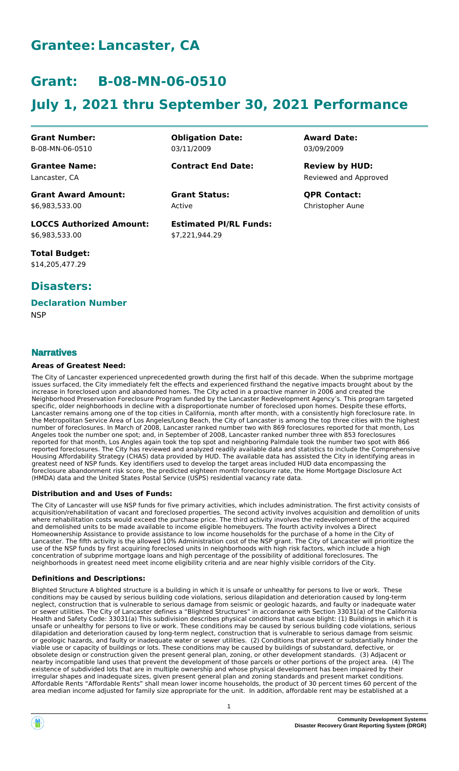# Grantee: Lancaster, CA

# Grant: B-08-MN-06-0510

# July 1, 2021 thru September 30, 2021 Performance

| | | |
|---|---|---|
| **Grant Number:**<br>B-08-MN-06-0510 | **Obligation Date:**<br>03/11/2009 | **Award Date:**<br>03/09/2009 |
| **Grantee Name:**<br>Lancaster, CA | **Contract End Date:** | **Review by HUD:**<br>Reviewed and Approved |
| **Grant Award Amount:**<br>$6,983,533.00 | **Grant Status:**<br>Active | **QPR Contact:**<br>Christopher Aune |
| **LOCCS Authorized Amount:**<br>$6,983,533.00 | **Estimated PI/RL Funds:**<br>$7,221,944.29 | |
| **Total Budget:**<br>$14,205,477.29 | | |

## Disasters:

### Declaration Number

NSP

## Narratives

#### Areas of Greatest Need:

The City of Lancaster experienced unprecedented growth during the first half of this decade. When the subprime mortgage issues surfaced, the City immediately felt the effects and experienced firsthand the negative impacts brought about by the increase in foreclosed upon and abandoned homes. The City acted in a proactive manner in 2006 and created the Neighborhood Preservation Foreclosure Program funded by the Lancaster Redevelopment Agency's. This program targeted specific, older neighborhoods in decline with a disproportionate number of foreclosed upon homes. Despite these efforts, Lancaster remains among one of the top cities in California, month after month, with a consistently high foreclosure rate. In the Metropolitan Service Area of Los Angeles/Long Beach, the City of Lancaster is among the top three cities with the highest number of foreclosures. In March of 2008, Lancaster ranked number two with 869 foreclosures reported for that month, Los Angeles took the number one spot; and, in September of 2008, Lancaster ranked number three with 853 foreclosures reported for that month, Los Angles again took the top spot and neighboring Palmdale took the number two spot with 866 reported foreclosures. The City has reviewed and analyzed readily available data and statistics to include the Comprehensive Housing Affordability Strategy (CHAS) data provided by HUD. The available data has assisted the City in identifying areas in greatest need of NSP funds. Key identifiers used to develop the target areas included HUD data encompassing the foreclosure abandonment risk score, the predicted eighteen month foreclosure rate, the Home Mortgage Disclosure Act (HMDA) data and the United States Postal Service (USPS) residential vacancy rate data.

#### Distribution and and Uses of Funds:

The City of Lancaster will use NSP funds for five primary activities, which includes administration. The first activity consists of acquisition/rehabilitation of vacant and foreclosed properties. The second activity involves acquisition and demolition of units where rehabilitation costs would exceed the purchase price. The third activity involves the redevelopment of the acquired and demolished units to be made available to income eligible homebuyers. The fourth activity involves a Direct Homeownership Assistance to provide assistance to low income households for the purchase of a home in the City of Lancaster. The fifth activity is the allowed 10% Administration cost of the NSP grant. The City of Lancaster will prioritize the use of the NSP funds by first acquiring foreclosed units in neighborhoods with high risk factors, which include a high concentration of subprime mortgage loans and high percentage of the possibility of additional foreclosures. The neighborhoods in greatest need meet income eligibility criteria and are near highly visible corridors of the City.

#### Definitions and Descriptions:

Blighted Structure A blighted structure is a building in which it is unsafe or unhealthy for persons to live or work. These conditions may be caused by serious building code violations, serious dilapidation and deterioration caused by long-term neglect, construction that is vulnerable to serious damage from seismic or geologic hazards, and faulty or inadequate water or sewer utilities. The City of Lancaster defines a "Blighted Structures" in accordance with Section 33031(a) of the California Health and Safety Code: 33031(a) This subdivision describes physical conditions that cause blight: (1) Buildings in which it is unsafe or unhealthy for persons to live or work. These conditions may be caused by serious building code violations, serious dilapidation and deterioration caused by long-term neglect, construction that is vulnerable to serious damage from seismic or geologic hazards, and faulty or inadequate water or sewer utilities. (2) Conditions that prevent or substantially hinder the viable use or capacity of buildings or lots. These conditions may be caused by buildings of substandard, defective, or obsolete design or construction given the present general plan, zoning, or other development standards. (3) Adjacent or nearby incompatible land uses that prevent the development of those parcels or other portions of the project area. (4) The existence of subdivided lots that are in multiple ownership and whose physical development has been impaired by their irregular shapes and inadequate sizes, given present general plan and zoning standards and present market conditions. Affordable Rents "Affordable Rents" shall mean lower income households, the product of 30 percent times 60 percent of the area median income adjusted for family size appropriate for the unit. In addition, affordable rent may be established at a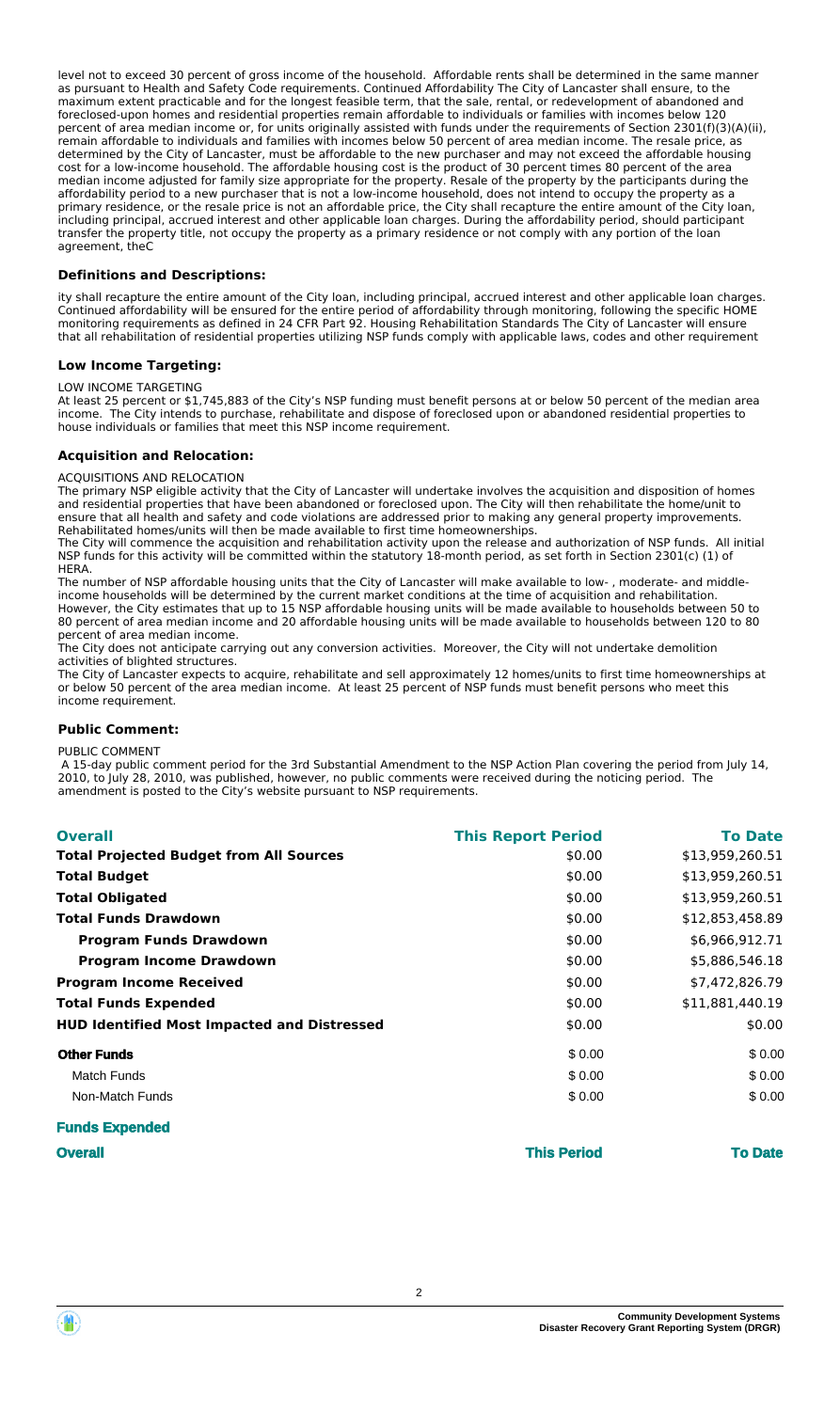level not to exceed 30 percent of gross income of the household. Affordable rents shall be determined in the same manner as pursuant to Health and Safety Code requirements. Continued Affordability The City of Lancaster shall ensure, to the maximum extent practicable and for the longest feasible term, that the sale, rental, or redevelopment of abandoned and foreclosed-upon homes and residential properties remain affordable to individuals or families with incomes below 120 percent of area median income or, for units originally assisted with funds under the requirements of Section 2301(f)(3)(A)(ii), remain affordable to individuals and families with incomes below 50 percent of area median income. The resale price, as determined by the City of Lancaster, must be affordable to the new purchaser and may not exceed the affordable housing cost for a low-income household. The affordable housing cost is the product of 30 percent times 80 percent of the area median income adjusted for family size appropriate for the property. Resale of the property by the participants during the affordability period to a new purchaser that is not a low-income household, does not intend to occupy the property as a primary residence, or the resale price is not an affordable price, the City shall recapture the entire amount of the City loan, including principal, accrued interest and other applicable loan charges. During the affordability period, should participant transfer the property title, not occupy the property as a primary residence or not comply with any portion of the loan agreement, theC

### Definitions and Descriptions:

ity shall recapture the entire amount of the City loan, including principal, accrued interest and other applicable loan charges. Continued affordability will be ensured for the entire period of affordability through monitoring, following the specific HOME monitoring requirements as defined in 24 CFR Part 92. Housing Rehabilitation Standards The City of Lancaster will ensure that all rehabilitation of residential properties utilizing NSP funds comply with applicable laws, codes and other requirement

### Low Income Targeting:

LOW INCOME TARGETING
At least 25 percent or $1,745,883 of the City's NSP funding must benefit persons at or below 50 percent of the median area income. The City intends to purchase, rehabilitate and dispose of foreclosed upon or abandoned residential properties to house individuals or families that meet this NSP income requirement.

### Acquisition and Relocation:

ACQUISITIONS AND RELOCATION
The primary NSP eligible activity that the City of Lancaster will undertake involves the acquisition and disposition of homes and residential properties that have been abandoned or foreclosed upon. The City will then rehabilitate the home/unit to ensure that all health and safety and code violations are addressed prior to making any general property improvements. Rehabilitated homes/units will then be made available to first time homeownerships.
The City will commence the acquisition and rehabilitation activity upon the release and authorization of NSP funds. All initial NSP funds for this activity will be committed within the statutory 18-month period, as set forth in Section 2301(c) (1) of HERA.
The number of NSP affordable housing units that the City of Lancaster will make available to low- , moderate- and middle-income households will be determined by the current market conditions at the time of acquisition and rehabilitation. However, the City estimates that up to 15 NSP affordable housing units will be made available to households between 50 to 80 percent of area median income and 20 affordable housing units will be made available to households between 120 to 80 percent of area median income.
The City does not anticipate carrying out any conversion activities. Moreover, the City will not undertake demolition activities of blighted structures.
The City of Lancaster expects to acquire, rehabilitate and sell approximately 12 homes/units to first time homeownerships at or below 50 percent of the area median income. At least 25 percent of NSP funds must benefit persons who meet this income requirement.

### Public Comment:

PUBLIC COMMENT
A 15-day public comment period for the 3rd Substantial Amendment to the NSP Action Plan covering the period from July 14, 2010, to July 28, 2010, was published, however, no public comments were received during the noticing period. The amendment is posted to the City's website pursuant to NSP requirements.

| Overall | This Report Period | To Date |
|---|---|---|
| **Total Projected Budget from All Sources** | $0.00 | $13,959,260.51 |
| **Total Budget** | $0.00 | $13,959,260.51 |
| **Total Obligated** | $0.00 | $13,959,260.51 |
| **Total Funds Drawdown** | $0.00 | $12,853,458.89 |
| **Program Funds Drawdown** | $0.00 | $6,966,912.71 |
| **Program Income Drawdown** | $0.00 | $5,886,546.18 |
| **Program Income Received** | $0.00 | $7,472,826.79 |
| **Total Funds Expended** | $0.00 | $11,881,440.19 |
| **HUD Identified Most Impacted and Distressed** | $0.00 | $0.00 |
| **Other Funds** | $ 0.00 | $ 0.00 |
| Match Funds | $ 0.00 | $ 0.00 |
| Non-Match Funds | $ 0.00 | $ 0.00 |

### Funds Expended

| Overall | This Period | To Date |
|---|---|---|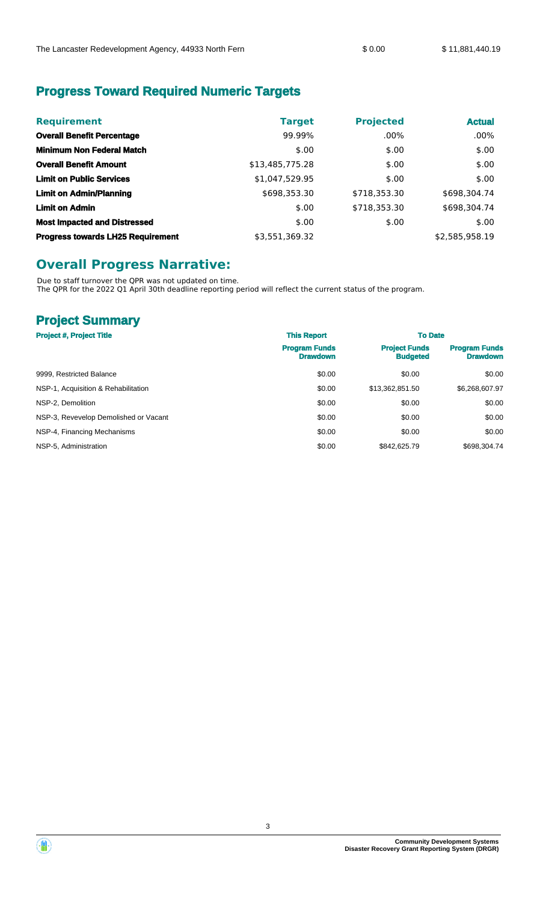| | | |
|---|---|---|
| The Lancaster Redevelopment Agency, 44933 North Fern | $ 0.00 | $ 11,881,440.19 |

## Progress Toward Required Numeric Targets

| Requirement | Target | Projected | Actual |
|---|---|---|---|
| **Overall Benefit Percentage** | 99.99% | .00% | .00% |
| **Minimum Non Federal Match** | $.00 | $.00 | $.00 |
| **Overall Benefit Amount** | $13,485,775.28 | $.00 | $.00 |
| **Limit on Public Services** | $1,047,529.95 | $.00 | $.00 |
| **Limit on Admin/Planning** | $698,353.30 | $718,353.30 | $698,304.74 |
| **Limit on Admin** | $.00 | $718,353.30 | $698,304.74 |
| **Most Impacted and Distressed** | $.00 | $.00 | $.00 |
| **Progress towards LH25 Requirement** | $3,551,369.32 | | $2,585,958.19 |

## Overall Progress Narrative:

Due to staff turnover the QPR was not updated on time.
The QPR for the 2022 Q1 April 30th deadline reporting period will reflect the current status of the program.

## Project Summary

| Project #, Project Title | This Report | To Date | |
|---|---|---|---|
| | Program Funds Drawdown | Project Funds Budgeted | Program Funds Drawdown |
| 9999, Restricted Balance | $0.00 | $0.00 | $0.00 |
| NSP-1, Acquisition & Rehabilitation | $0.00 | $13,362,851.50 | $6,268,607.97 |
| NSP-2, Demolition | $0.00 | $0.00 | $0.00 |
| NSP-3, Revevelop Demolished or Vacant | $0.00 | $0.00 | $0.00 |
| NSP-4, Financing Mechanisms | $0.00 | $0.00 | $0.00 |
| NSP-5, Administration | $0.00 | $842,625.79 | $698,304.74 |